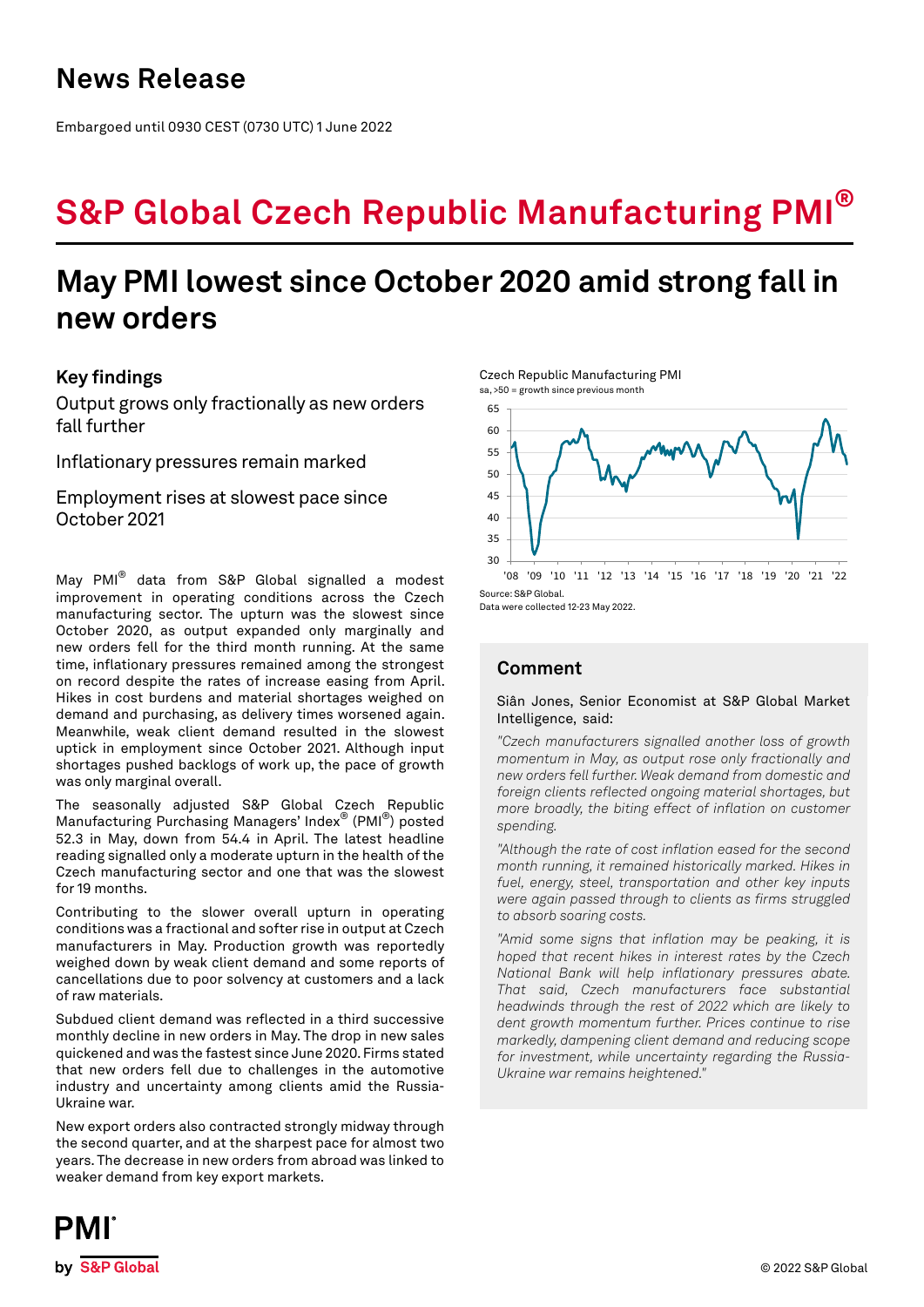# News Release

Embargoed until 0930 CEST (0730 UTC) 1 June 2022

# S&P Global Czech Republic Manufacturing PMI®

## May PMI lowest since October 2020 amid strong fall in new orders

### Key findings

Output grows only fractionally as new orders fall further

Inflationary pressures remain marked

Employment rises at slowest pace since October 2021

May PMI® data from S&P Global signalled a modest improvement in operating conditions across the Czech manufacturing sector. The upturn was the slowest since October 2020, as output expanded only marginally and new orders fell for the third month running. At the same time, inflationary pressures remained among the strongest on record despite the rates of increase easing from April. Hikes in cost burdens and material shortages weighed on demand and purchasing, as delivery times worsened again. Meanwhile, weak client demand resulted in the slowest uptick in employment since October 2021. Although input shortages pushed backlogs of work up, the pace of growth was only marginal overall.

The seasonally adjusted S&P Global Czech Republic Manufacturing Purchasing Managers' Index® (PMI®) posted 52.3 in May, down from 54.4 in April. The latest headline reading signalled only a moderate upturn in the health of the Czech manufacturing sector and one that was the slowest for 19 months.

Contributing to the slower overall upturn in operating conditions was a fractional and softer rise in output at Czech manufacturers in May. Production growth was reportedly weighed down by weak client demand and some reports of cancellations due to poor solvency at customers and a lack of raw materials.

Subdued client demand was reflected in a third successive monthly decline in new orders in May. The drop in new sales quickened and was the fastest since June 2020. Firms stated that new orders fell due to challenges in the automotive industry and uncertainty among clients amid the Russia-Ukraine war.

New export orders also contracted strongly midway through the second quarter, and at the sharpest pace for almost two years. The decrease in new orders from abroad was linked to weaker demand from key export markets.

Czech Republic Manufacturing PMI
sa, >50 = growth since previous month

Source: S&P Global.
Data were collected 12-23 May 2022.

### Comment

Siân Jones, Senior Economist at S&P Global Market Intelligence, said:

*"Czech manufacturers signalled another loss of growth momentum in May, as output rose only fractionally and new orders fell further. Weak demand from domestic and foreign clients reflected ongoing material shortages, but more broadly, the biting effect of inflation on customer spending.*

*"Although the rate of cost inflation eased for the second month running, it remained historically marked. Hikes in fuel, energy, steel, transportation and other key inputs were again passed through to clients as firms struggled to absorb soaring costs.*

*"Amid some signs that inflation may be peaking, it is hoped that recent hikes in interest rates by the Czech National Bank will help inflationary pressures abate. That said, Czech manufacturers face substantial headwinds through the rest of 2022 which are likely to dent growth momentum further. Prices continue to rise markedly, dampening client demand and reducing scope for investment, while uncertainty regarding the Russia-Ukraine war remains heightened."*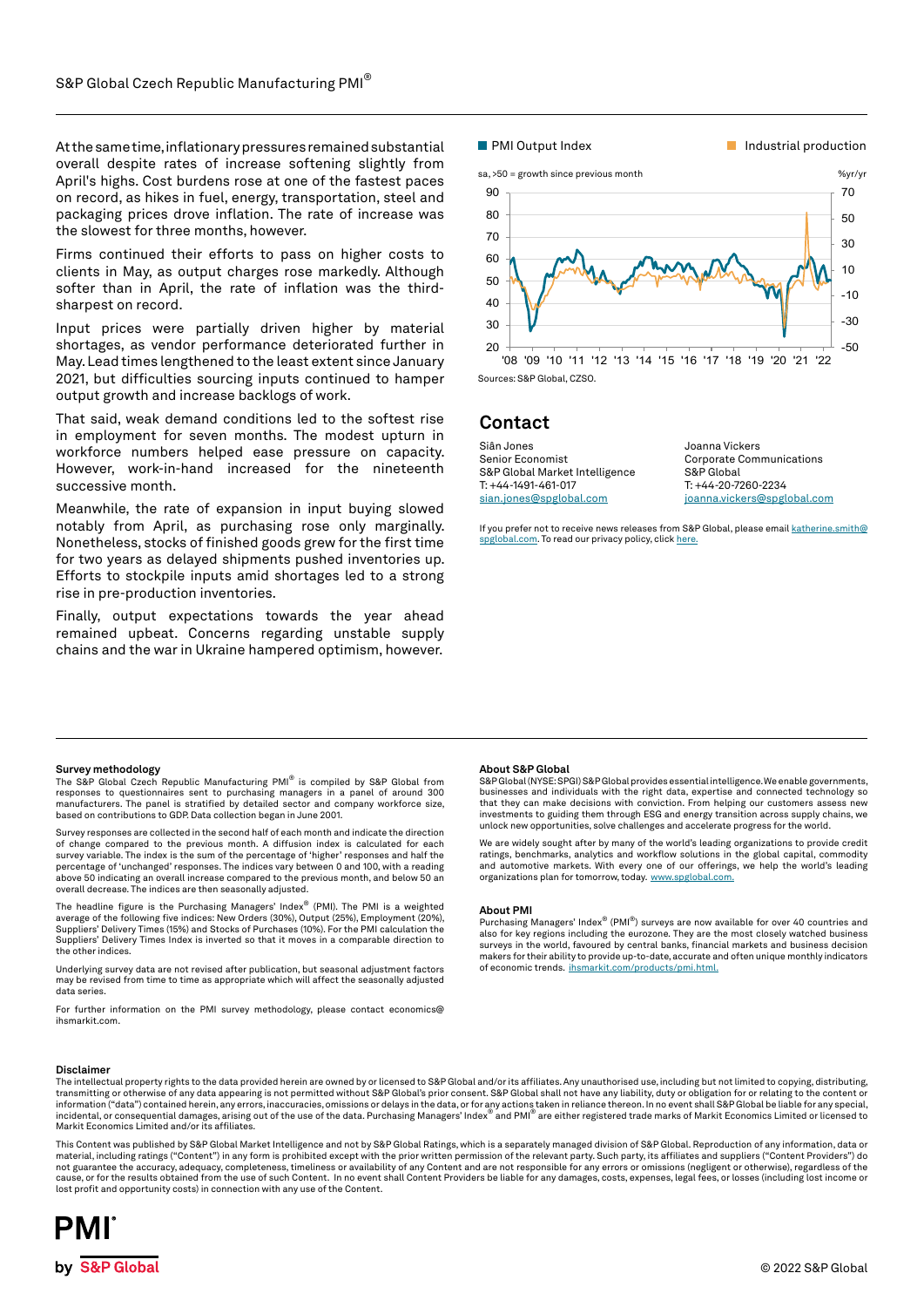At the same time, inflationary pressures remained substantial overall despite rates of increase softening slightly from April's highs. Cost burdens rose at one of the fastest paces on record, as hikes in fuel, energy, transportation, steel and packaging prices drove inflation. The rate of increase was the slowest for three months, however.

Firms continued their efforts to pass on higher costs to clients in May, as output charges rose markedly. Although softer than in April, the rate of inflation was the third-sharpest on record.

Input prices were partially driven higher by material shortages, as vendor performance deteriorated further in May. Lead times lengthened to the least extent since January 2021, but difficulties sourcing inputs continued to hamper output growth and increase backlogs of work.

That said, weak demand conditions led to the softest rise in employment for seven months. The modest upturn in workforce numbers helped ease pressure on capacity. However, work-in-hand increased for the nineteenth successive month.

Meanwhile, the rate of expansion in input buying slowed notably from April, as purchasing rose only marginally. Nonetheless, stocks of finished goods grew for the first time for two years as delayed shipments pushed inventories up. Efforts to stockpile inputs amid shortages led to a strong rise in pre-production inventories.

Finally, output expectations towards the year ahead remained upbeat. Concerns regarding unstable supply chains and the war in Ukraine hampered optimism, however.

PMI Output Index
Industrial production
sa, >50 = growth since previous month
%yr/yr
90, 80, 70, 60, 50, 40, 30, 20
70, 50, 30, 10, -10, -30, -50
'08 '09 '10 '11 '12 '13 '14 '15 '16 '17 '18 '19 '20 '21 '22

Sources: S&P Global, CZSO.

## Contact

Siân Jones
Senior Economist
S&P Global Market Intelligence
T: +44-1491-461-017
sian.jones@spglobal.com

Joanna Vickers
Corporate Communications
S&P Global
T: +44-20-7260-2234
joanna.vickers@spglobal.com

If you prefer not to receive news releases from S&P Global, please email katherine.smith@spglobal.com. To read our privacy policy, click here.

### Survey methodology

The S&P Global Czech Republic Manufacturing PMI® is compiled by S&P Global from responses to questionnaires sent to purchasing managers in a panel of around 300 manufacturers. The panel is stratified by detailed sector and company workforce size, based on contributions to GDP. Data collection began in June 2001.

Survey responses are collected in the second half of each month and indicate the direction of change compared to the previous month. A diffusion index is calculated for each survey variable. The index is the sum of the percentage of 'higher' responses and half the percentage of 'unchanged' responses. The indices vary between 0 and 100, with a reading above 50 indicating an overall increase compared to the previous month, and below 50 an overall decrease. The indices are then seasonally adjusted.

The headline figure is the Purchasing Managers' Index® (PMI). The PMI is a weighted average of the following five indices: New Orders (30%), Output (25%), Employment (20%), Suppliers' Delivery Times (15%) and Stocks of Purchases (10%). For the PMI calculation the Suppliers' Delivery Times Index is inverted so that it moves in a comparable direction to the other indices.

Underlying survey data are not revised after publication, but seasonal adjustment factors may be revised from time to time as appropriate which will affect the seasonally adjusted data series.

For further information on the PMI survey methodology, please contact economics@ihsmarkit.com.

### About S&P Global

S&P Global (NYSE: SPGI) S&P Global provides essential intelligence. We enable governments, businesses and individuals with the right data, expertise and connected technology so that they can make decisions with conviction. From helping our customers assess new investments to guiding them through ESG and energy transition across supply chains, we unlock new opportunities, solve challenges and accelerate progress for the world.

We are widely sought after by many of the world's leading organizations to provide credit ratings, benchmarks, analytics and workflow solutions in the global capital, commodity and automotive markets. With every one of our offerings, we help the world's leading organizations plan for tomorrow, today. www.spglobal.com.

### About PMI

Purchasing Managers' Index® (PMI®) surveys are now available for over 40 countries and also for key regions including the eurozone. They are the most closely watched business surveys in the world, favoured by central banks, financial markets and business decision makers for their ability to provide up-to-date, accurate and often unique monthly indicators of economic trends. ihsmarkit.com/products/pmi.html.

### Disclaimer

The intellectual property rights to the data provided herein are owned by or licensed to S&P Global and/or its affiliates. Any unauthorised use, including but not limited to copying, distributing, transmitting or otherwise of any data appearing is not permitted without S&P Global's prior consent. S&P Global shall not have any liability, duty or obligation for or relating to the content or information ("data") contained herein, any errors, inaccuracies, omissions or delays in the data, or for any actions taken in reliance thereon. In no event shall S&P Global be liable for any special, incidental, or consequential damages, arising out of the use of the data. Purchasing Managers' Index® and PMI® are either registered trade marks of Markit Economics Limited or licensed to Markit Economics Limited and/or its affiliates.

This Content was published by S&P Global Market Intelligence and not by S&P Global Ratings, which is a separately managed division of S&P Global. Reproduction of any information, data or material, including ratings ("Content") in any form is prohibited except with the prior written permission of the relevant party. Such party, its affiliates and suppliers ("Content Providers") do not guarantee the accuracy, adequacy, completeness, timeliness or availability of any Content and are not responsible for any errors or omissions (negligent or otherwise), regardless of the cause, or for the results obtained from the use of such Content. In no event shall Content Providers be liable for any damages, costs, expenses, legal fees, or losses (including lost income or lost profit and opportunity costs) in connection with any use of the Content.

PMI by S&P Global

© 2022 S&P Global